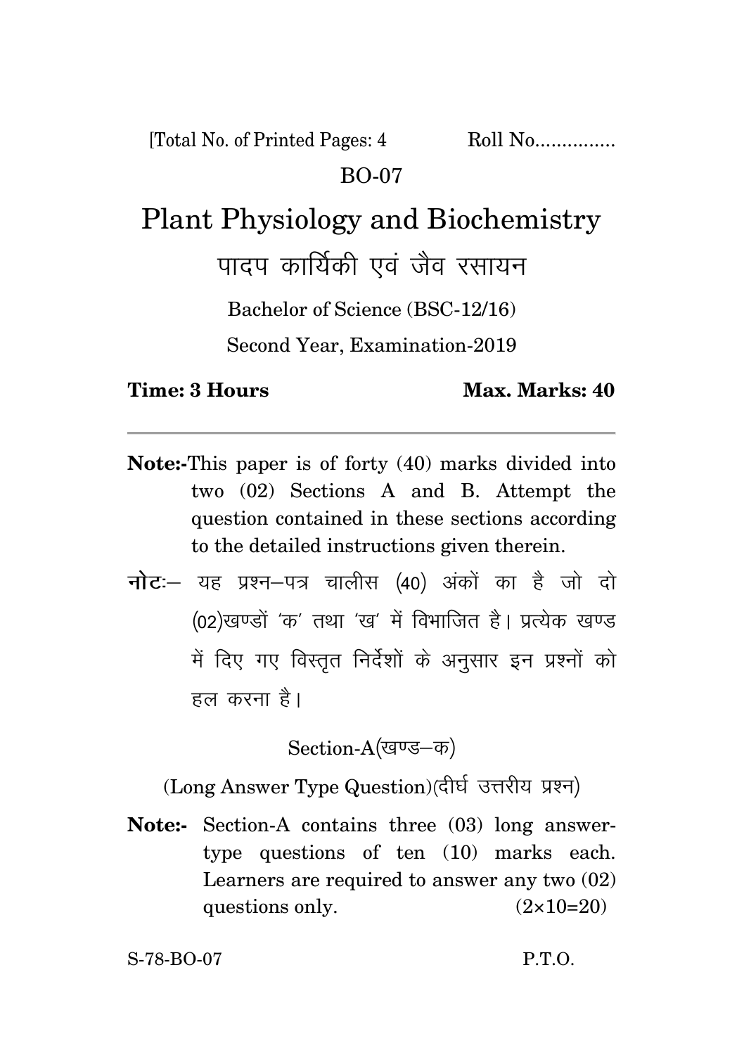[Total No. of Printed Pages: 4　　　　Roll No...............

BO-07

# Plant Physiology and Biochemistry

## पादप कार्यिकी एवं जैव रसायन

Bachelor of Science (BSC-12/16)

Second Year, Examination-2019

**Time: 3 Hours**　　　　**Max. Marks: 40**

---

**Note:-** This paper is of forty (40) marks divided into two (02) Sections A and B. Attempt the question contained in these sections according to the detailed instructions given therein.

**नोटः**— यह प्रश्न—पत्र चालीस (40) अंकों का है जो दो (02)खण्डों 'क' तथा 'ख' में विभाजित है। प्रत्येक खण्ड में दिए गए विस्तृत निर्देशों के अनुसार इन प्रश्नों को हल करना है।

### Section-A(खण्ड—क)

(Long Answer Type Question)(दीर्घ उत्तरीय प्रश्न)

**Note:-** Section-A contains three (03) long answer-type questions of ten (10) marks each. Learners are required to answer any two (02) questions only. (2×10=20)

S-78-BO-07　　　　P.T.O.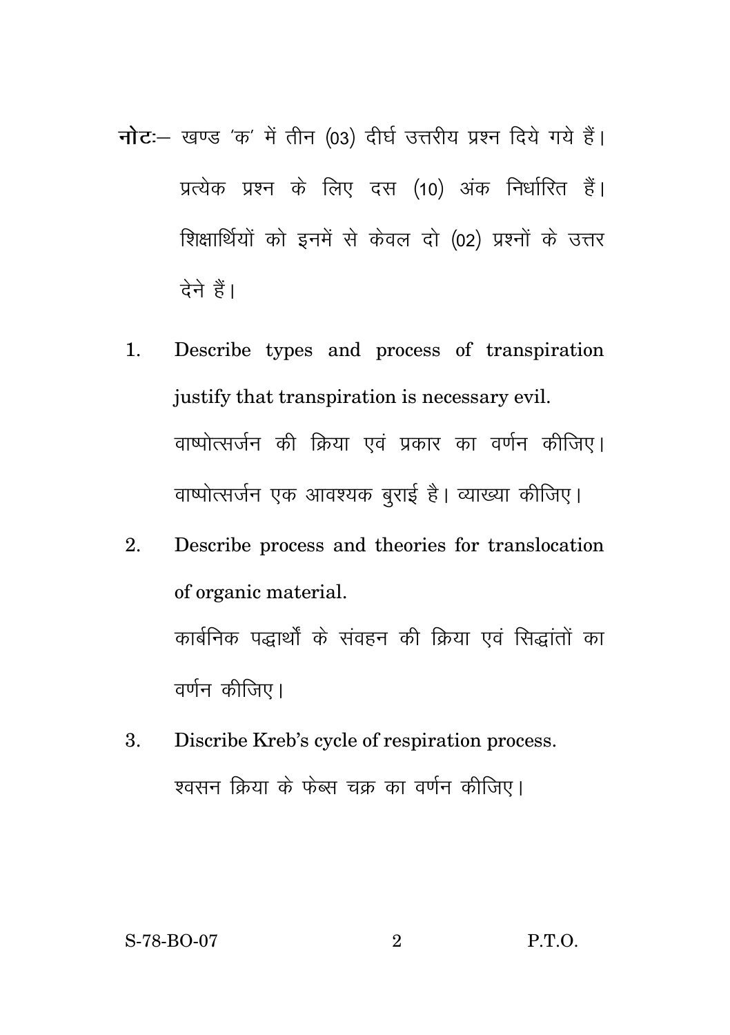**नोटः**– खण्ड 'क' में तीन (03) दीर्घ उत्तरीय प्रश्न दिये गये हैं। प्रत्येक प्रश्न के लिए दस (10) अंक निर्धारित हैं। शिक्षार्थियों को इनमें से केवल दो (02) प्रश्नों के उत्तर देने हैं।

1. Describe types and process of transpiration justify that transpiration is necessary evil.

   वाष्पोत्सर्जन की क्रिया एवं प्रकार का वर्णन कीजिए। वाष्पोत्सर्जन एक आवश्यक बुराई है। व्याख्या कीजिए।

2. Describe process and theories for translocation of organic material.

   कार्बनिक पद्धार्थों के संवहन की क्रिया एवं सिद्धांतों का वर्णन कीजिए।

3. Discribe Kreb's cycle of respiration process.

   श्वसन क्रिया के फेब्स चक्र का वर्णन कीजिए।

S-78-BO-07 P.T.O.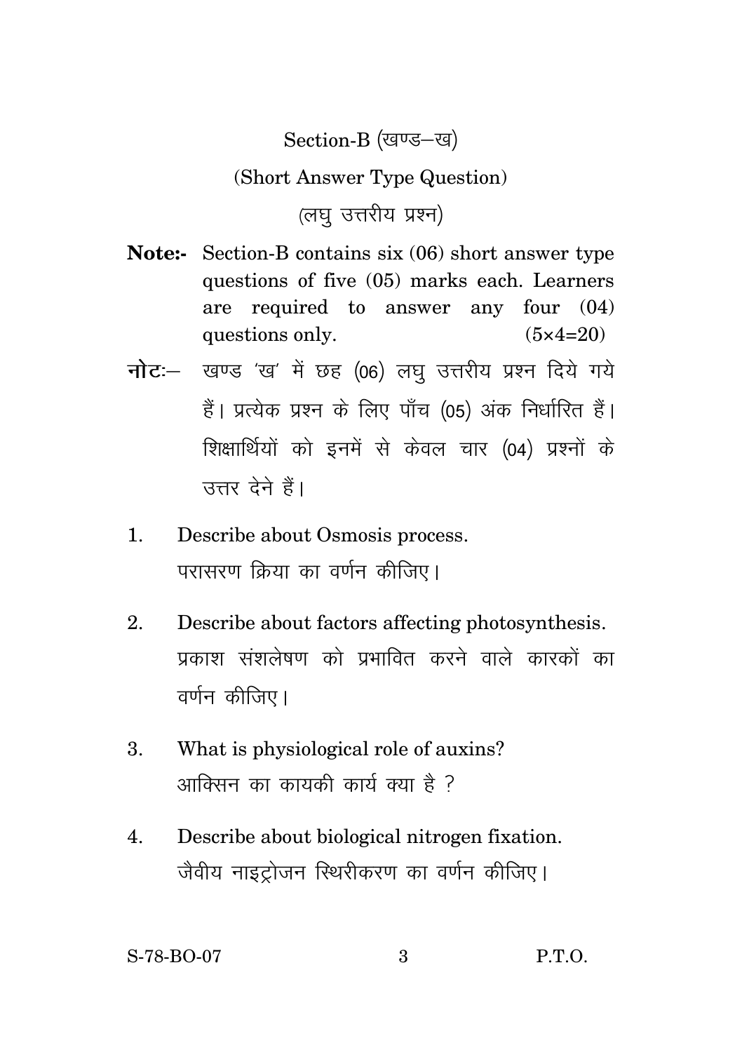## Section-B (खण्ड–ख)

### (Short Answer Type Question)

### (लघु उत्तरीय प्रश्न)

**Note:-** Section-B contains six (06) short answer type questions of five (05) marks each. Learners are required to answer any four (04) questions only. (5×4=20)

**नोटः–** खण्ड 'ख' में छह (06) लघु उत्तरीय प्रश्न दिये गये हैं। प्रत्येक प्रश्न के लिए पाँच (05) अंक निर्धारित हैं। शिक्षार्थियों को इनमें से केवल चार (04) प्रश्नों के उत्तर देने हैं।

1. Describe about Osmosis process.
   परासरण क्रिया का वर्णन कीजिए।

2. Describe about factors affecting photosynthesis.
   प्रकाश संशलेषण को प्रभावित करने वाले कारकों का वर्णन कीजिए।

3. What is physiological role of auxins?
   आक्सिन का कायकी कार्य क्या है ?

4. Describe about biological nitrogen fixation.
   जैवीय नाइट्रोजन स्थिरीकरण का वर्णन कीजिए।

S-78-BO-07 P.T.O.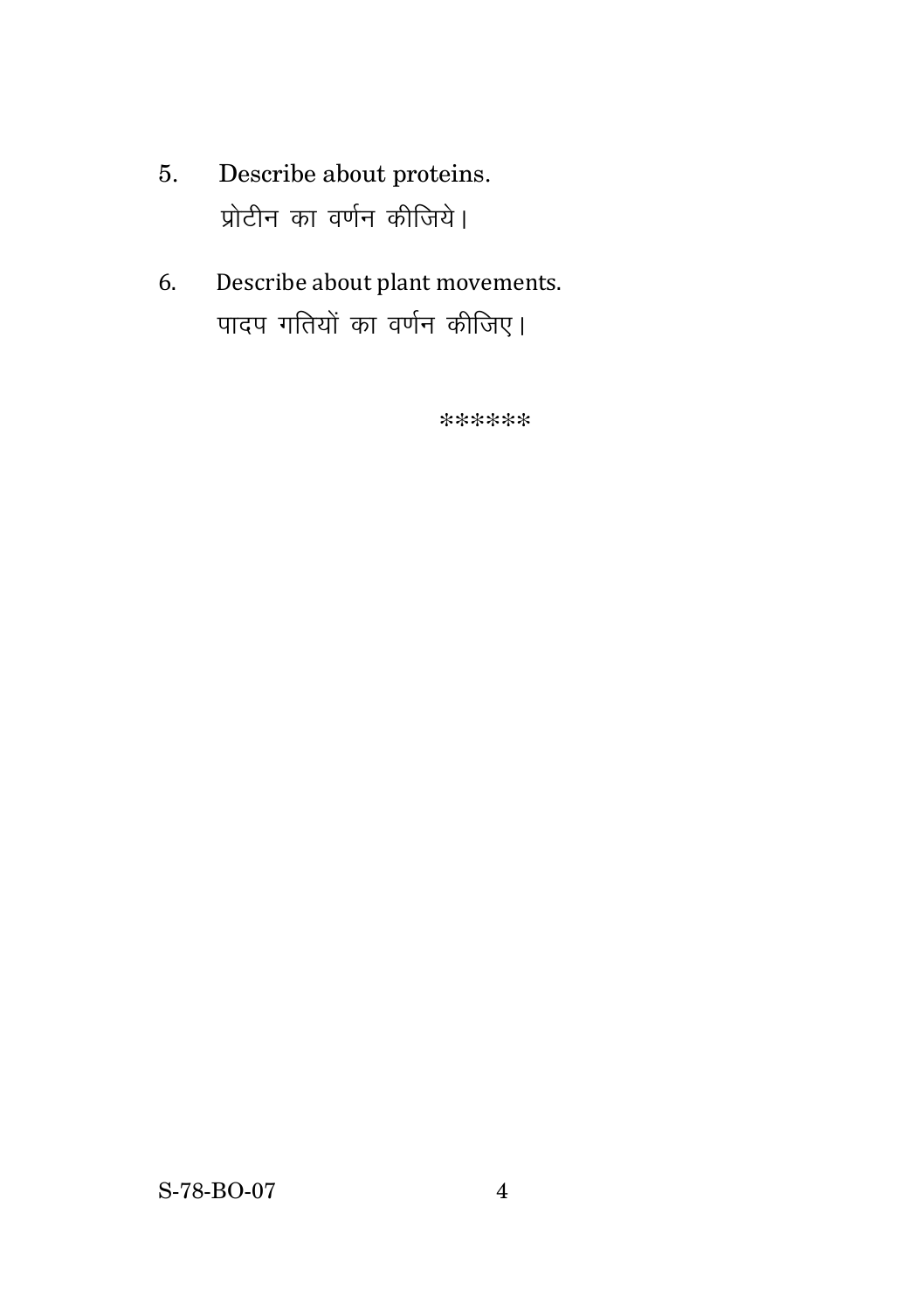5. Describe about proteins.

   प्रोटीन का वर्णन कीजिये।

6. Describe about plant movements.

   पादप गतियों का वर्णन कीजिए।

******